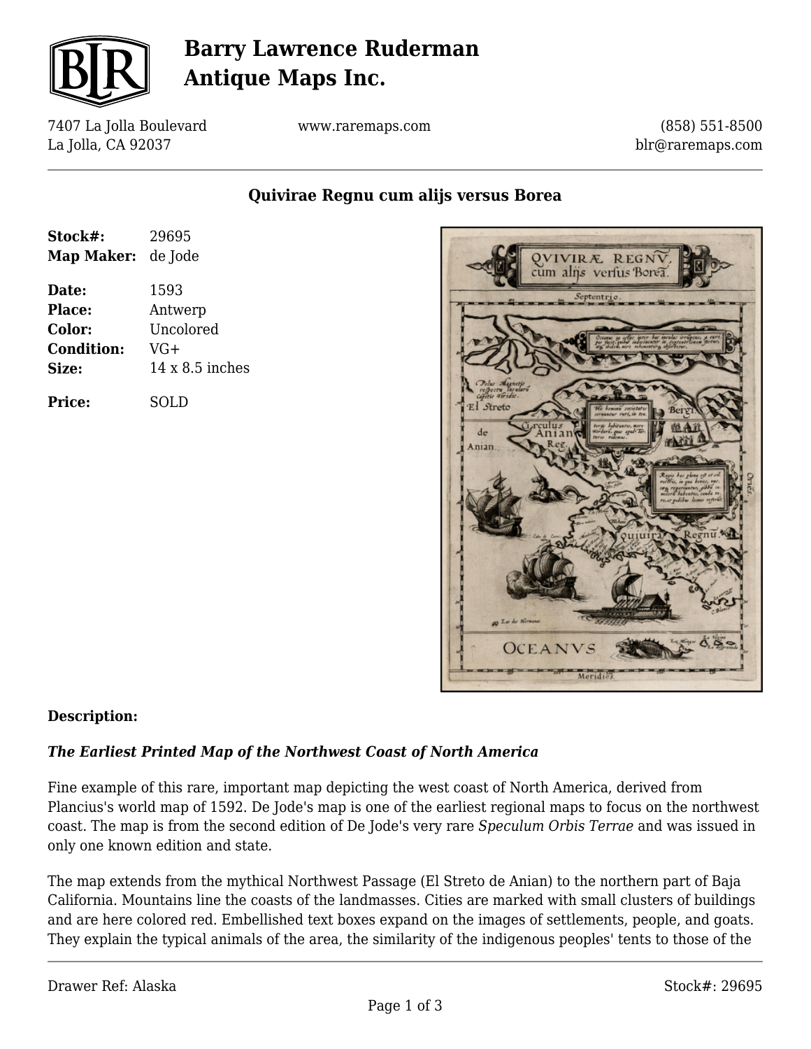# Barry Lawrence Ruderman Antique Maps Inc.

7407 La Jolla Boulevard
La Jolla, CA 92037

www.raremaps.com

(858) 551-8500
blr@raremaps.com

## Quivirae Regnu cum alijs versus Borea

**Stock#:** 29695
**Map Maker:** de Jode

**Date:** 1593
**Place:** Antwerp
**Color:** Uncolored
**Condition:** VG+
**Size:** 14 x 8.5 inches

**Price:** SOLD

**Description:**

***The Earliest Printed Map of the Northwest Coast of North America***

Fine example of this rare, important map depicting the west coast of North America, derived from Plancius's world map of 1592. De Jode's map is one of the earliest regional maps to focus on the northwest coast. The map is from the second edition of De Jode's very rare *Speculum Orbis Terrae* and was issued in only one known edition and state.

The map extends from the mythical Northwest Passage (El Streto de Anian) to the northern part of Baja California. Mountains line the coasts of the landmasses. Cities are marked with small clusters of buildings and are here colored red. Embellished text boxes expand on the images of settlements, people, and goats. They explain the typical animals of the area, the similarity of the indigenous peoples' tents to those of the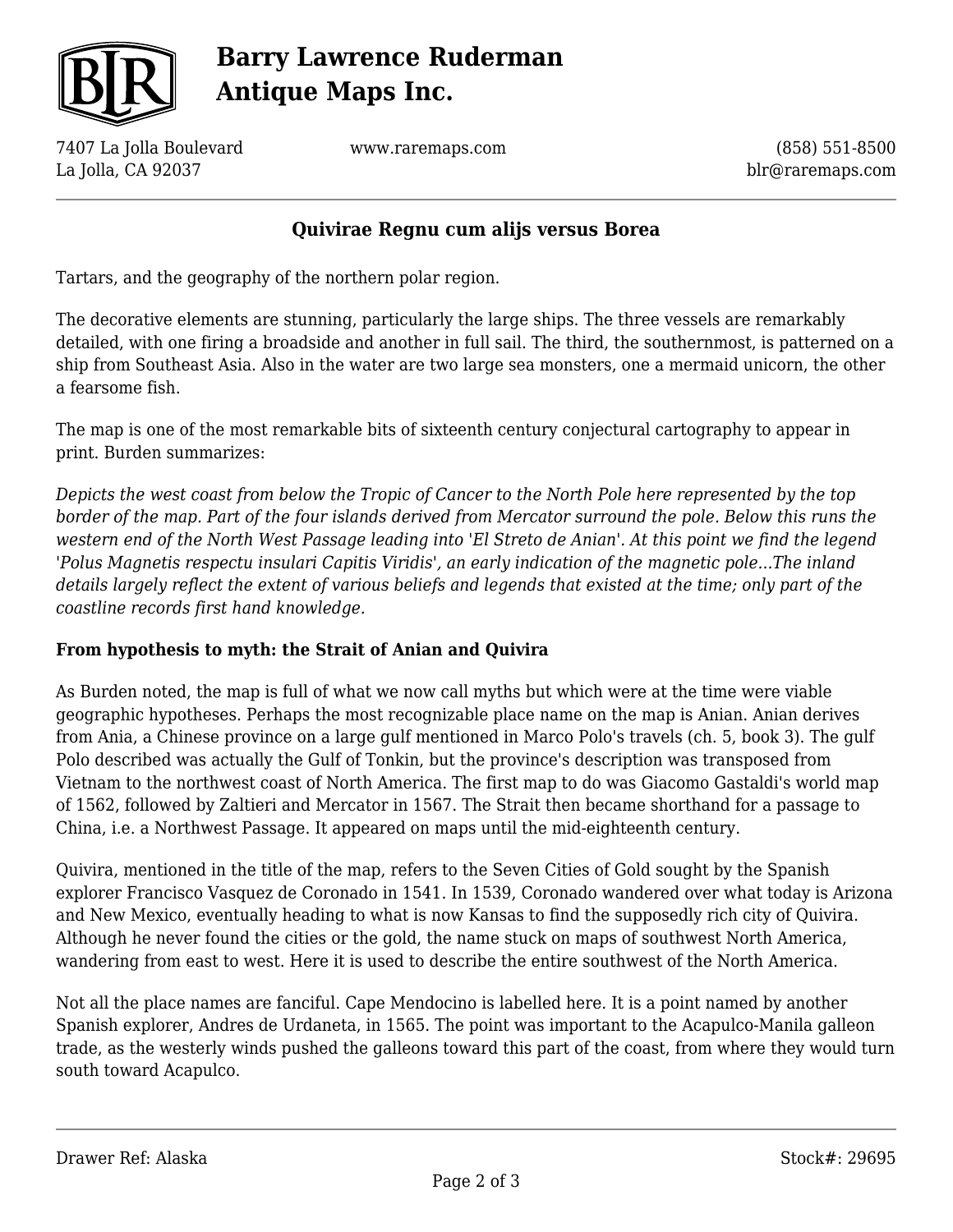## Quivirae Regnu cum alijs versus Borea

Tartars, and the geography of the northern polar region.

The decorative elements are stunning, particularly the large ships. The three vessels are remarkably detailed, with one firing a broadside and another in full sail. The third, the southernmost, is patterned on a ship from Southeast Asia. Also in the water are two large sea monsters, one a mermaid unicorn, the other a fearsome fish.

The map is one of the most remarkable bits of sixteenth century conjectural cartography to appear in print. Burden summarizes:

*Depicts the west coast from below the Tropic of Cancer to the North Pole here represented by the top border of the map. Part of the four islands derived from Mercator surround the pole. Below this runs the western end of the North West Passage leading into 'El Streto de Anian'. At this point we find the legend 'Polus Magnetis respectu insulari Capitis Viridis', an early indication of the magnetic pole...The inland details largely reflect the extent of various beliefs and legends that existed at the time; only part of the coastline records first hand knowledge.*

**From hypothesis to myth: the Strait of Anian and Quivira**

As Burden noted, the map is full of what we now call myths but which were at the time were viable geographic hypotheses. Perhaps the most recognizable place name on the map is Anian. Anian derives from Ania, a Chinese province on a large gulf mentioned in Marco Polo's travels (ch. 5, book 3). The gulf Polo described was actually the Gulf of Tonkin, but the province's description was transposed from Vietnam to the northwest coast of North America. The first map to do was Giacomo Gastaldi's world map of 1562, followed by Zaltieri and Mercator in 1567. The Strait then became shorthand for a passage to China, i.e. a Northwest Passage. It appeared on maps until the mid-eighteenth century.

Quivira, mentioned in the title of the map, refers to the Seven Cities of Gold sought by the Spanish explorer Francisco Vasquez de Coronado in 1541. In 1539, Coronado wandered over what today is Arizona and New Mexico, eventually heading to what is now Kansas to find the supposedly rich city of Quivira. Although he never found the cities or the gold, the name stuck on maps of southwest North America, wandering from east to west. Here it is used to describe the entire southwest of the North America.

Not all the place names are fanciful. Cape Mendocino is labelled here. It is a point named by another Spanish explorer, Andres de Urdaneta, in 1565. The point was important to the Acapulco-Manila galleon trade, as the westerly winds pushed the galleons toward this part of the coast, from where they would turn south toward Acapulco.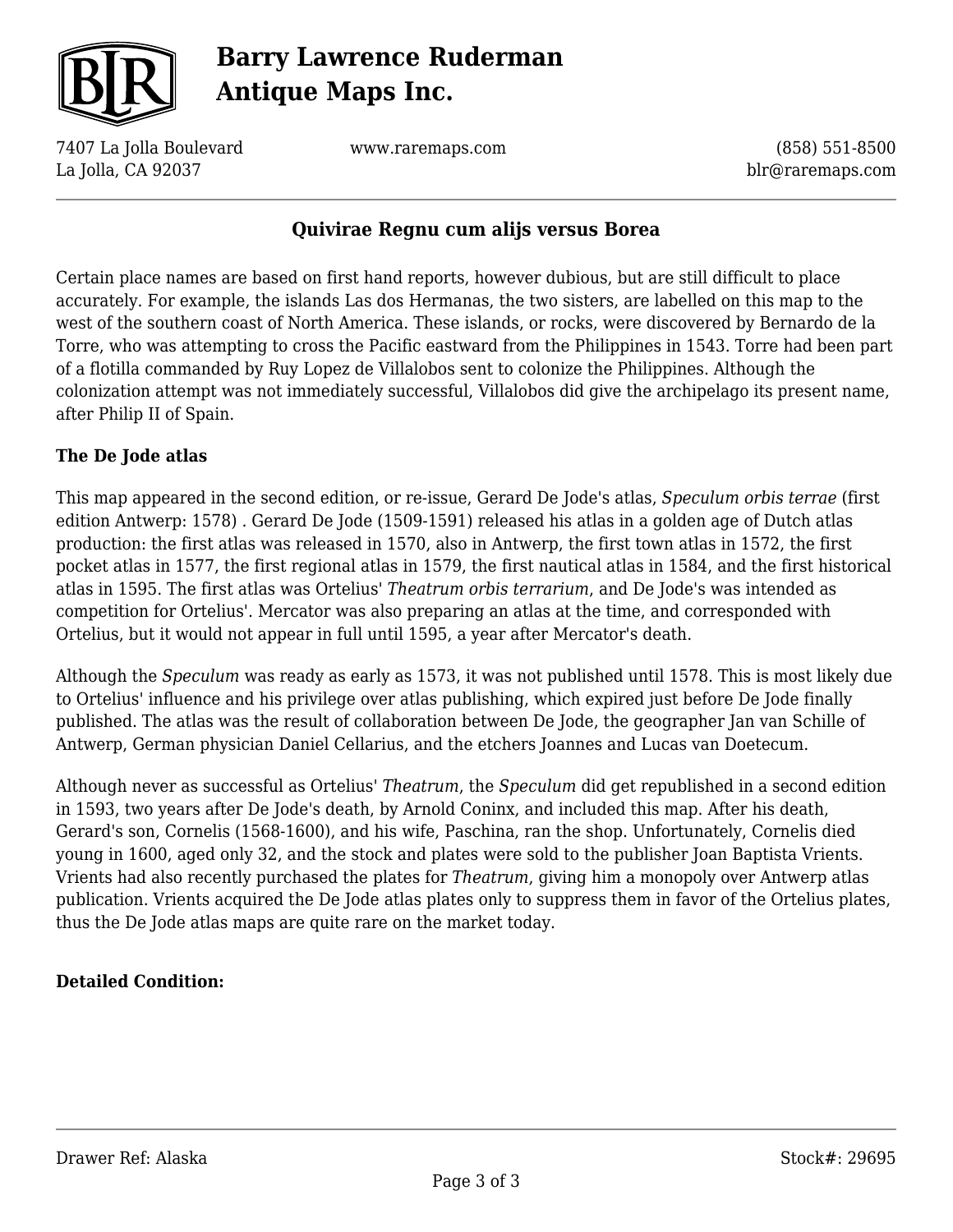## Quivirae Regnu cum alijs versus Borea

Certain place names are based on first hand reports, however dubious, but are still difficult to place accurately. For example, the islands Las dos Hermanas, the two sisters, are labelled on this map to the west of the southern coast of North America. These islands, or rocks, were discovered by Bernardo de la Torre, who was attempting to cross the Pacific eastward from the Philippines in 1543. Torre had been part of a flotilla commanded by Ruy Lopez de Villalobos sent to colonize the Philippines. Although the colonization attempt was not immediately successful, Villalobos did give the archipelago its present name, after Philip II of Spain.

### The De Jode atlas

This map appeared in the second edition, or re-issue, Gerard De Jode's atlas, *Speculum orbis terrae* (first edition Antwerp: 1578) . Gerard De Jode (1509-1591) released his atlas in a golden age of Dutch atlas production: the first atlas was released in 1570, also in Antwerp, the first town atlas in 1572, the first pocket atlas in 1577, the first regional atlas in 1579, the first nautical atlas in 1584, and the first historical atlas in 1595. The first atlas was Ortelius' *Theatrum orbis terrarium*, and De Jode's was intended as competition for Ortelius'. Mercator was also preparing an atlas at the time, and corresponded with Ortelius, but it would not appear in full until 1595, a year after Mercator's death.

Although the *Speculum* was ready as early as 1573, it was not published until 1578. This is most likely due to Ortelius' influence and his privilege over atlas publishing, which expired just before De Jode finally published. The atlas was the result of collaboration between De Jode, the geographer Jan van Schille of Antwerp, German physician Daniel Cellarius, and the etchers Joannes and Lucas van Doetecum.

Although never as successful as Ortelius' *Theatrum*, the *Speculum* did get republished in a second edition in 1593, two years after De Jode's death, by Arnold Coninx, and included this map. After his death, Gerard's son, Cornelis (1568-1600), and his wife, Paschina, ran the shop. Unfortunately, Cornelis died young in 1600, aged only 32, and the stock and plates were sold to the publisher Joan Baptista Vrients. Vrients had also recently purchased the plates for *Theatrum*, giving him a monopoly over Antwerp atlas publication. Vrients acquired the De Jode atlas plates only to suppress them in favor of the Ortelius plates, thus the De Jode atlas maps are quite rare on the market today.

**Detailed Condition:**

Drawer Ref: Alaska

Stock#: 29695